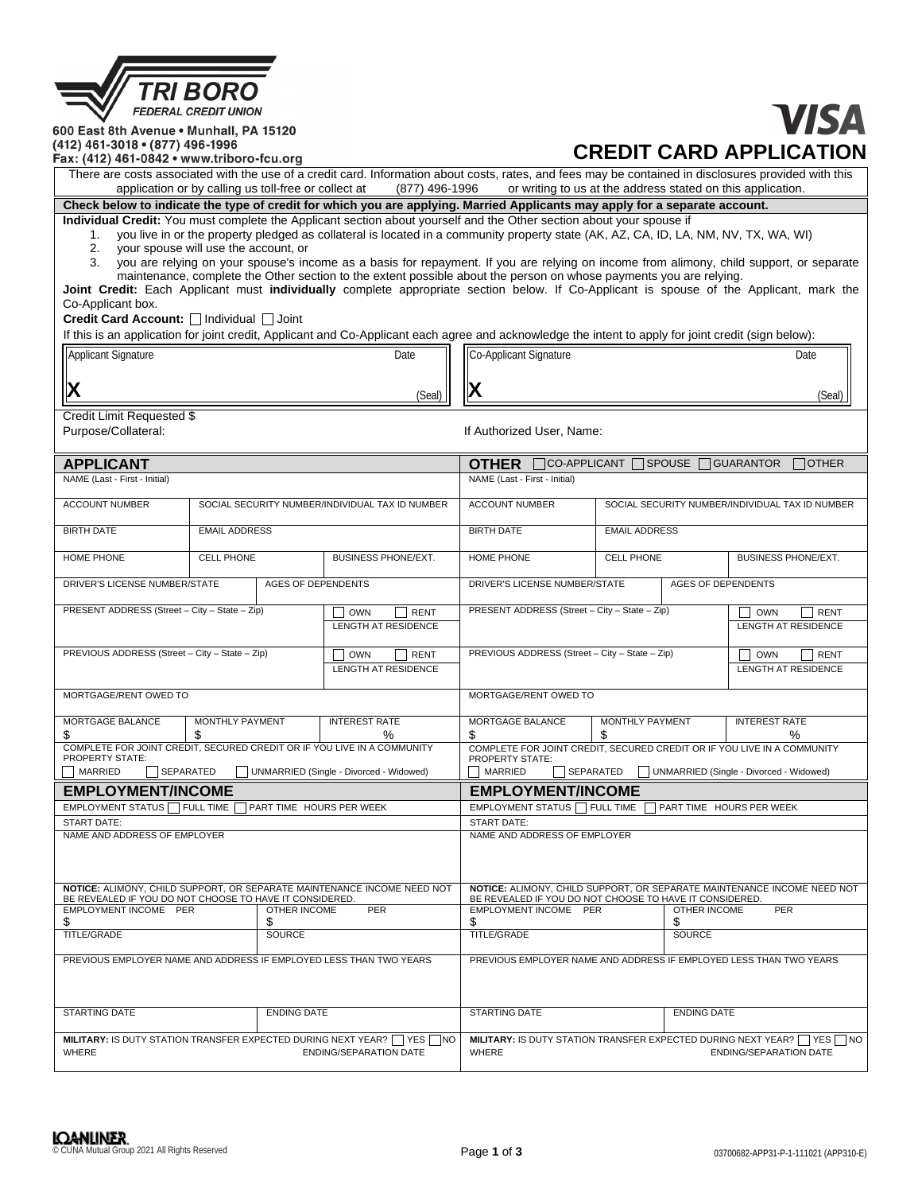**TRI BORO FEDERAL CREDIT UNION**

600 East 8th Avenue • Munhall, PA 15120
(412) 461-3018 • (877) 496-1996
Fax: (412) 461-0842 • www.triboro-fcu.org

**VISA**

# CREDIT CARD APPLICATION

There are costs associated with the use of a credit card. Information about costs, rates, and fees may be contained in disclosures provided with this application or by calling us toll-free or collect at (877) 496-1996 or writing to us at the address stated on this application.

**Check below to indicate the type of credit for which you are applying. Married Applicants may apply for a separate account.**

**Individual Credit:** You must complete the Applicant section about yourself and the Other section about your spouse if

1. you live in or the property pledged as collateral is located in a community property state (AK, AZ, CA, ID, LA, NM, NV, TX, WA, WI)
2. your spouse will use the account, or
3. you are relying on your spouse's income as a basis for repayment. If you are relying on income from alimony, child support, or separate maintenance, complete the Other section to the extent possible about the person on whose payments you are relying.

**Joint Credit:** Each Applicant must **individually** complete appropriate section below. If Co-Applicant is spouse of the Applicant, mark the Co-Applicant box.

**Credit Card Account:** ☐ Individual ☐ Joint

If this is an application for joint credit, Applicant and Co-Applicant each agree and acknowledge the intent to apply for joint credit (sign below):

| Applicant Signature | Date | Co-Applicant Signature | Date |
|---|---|---|---|
| X | (Seal) | X | (Seal) |

Credit Limit Requested $

Purpose/Collateral:

If Authorized User, Name:

| APPLICANT | | | OTHER ☐ CO-APPLICANT ☐ SPOUSE ☐ GUARANTOR ☐ OTHER | | |
|---|---|---|---|---|---|
| NAME (Last - First - Initial) | | | NAME (Last - First - Initial) | | |
| ACCOUNT NUMBER | SOCIAL SECURITY NUMBER/INDIVIDUAL TAX ID NUMBER | | ACCOUNT NUMBER | SOCIAL SECURITY NUMBER/INDIVIDUAL TAX ID NUMBER | |
| BIRTH DATE | EMAIL ADDRESS | | BIRTH DATE | EMAIL ADDRESS | |
| HOME PHONE | CELL PHONE | BUSINESS PHONE/EXT. | HOME PHONE | CELL PHONE | BUSINESS PHONE/EXT. |
| DRIVER'S LICENSE NUMBER/STATE | AGES OF DEPENDENTS | | DRIVER'S LICENSE NUMBER/STATE | AGES OF DEPENDENTS | |
| PRESENT ADDRESS (Street – City – State – Zip) | | ☐ OWN ☐ RENT LENGTH AT RESIDENCE | PRESENT ADDRESS (Street – City – State – Zip) | | ☐ OWN ☐ RENT LENGTH AT RESIDENCE |
| PREVIOUS ADDRESS (Street – City – State – Zip) | | ☐ OWN ☐ RENT LENGTH AT RESIDENCE | PREVIOUS ADDRESS (Street – City – State – Zip) | | ☐ OWN ☐ RENT LENGTH AT RESIDENCE |
| MORTGAGE/RENT OWED TO | | | MORTGAGE/RENT OWED TO | | |
| MORTGAGE BALANCE $ | MONTHLY PAYMENT $ | INTEREST RATE % | MORTGAGE BALANCE $ | MONTHLY PAYMENT $ | INTEREST RATE % |
| COMPLETE FOR JOINT CREDIT, SECURED CREDIT OR IF YOU LIVE IN A COMMUNITY PROPERTY STATE: ☐ MARRIED ☐ SEPARATED ☐ UNMARRIED (Single - Divorced - Widowed) | | | COMPLETE FOR JOINT CREDIT, SECURED CREDIT OR IF YOU LIVE IN A COMMUNITY PROPERTY STATE: ☐ MARRIED ☐ SEPARATED ☐ UNMARRIED (Single - Divorced - Widowed) | | |

| EMPLOYMENT/INCOME | | EMPLOYMENT/INCOME | |
|---|---|---|---|
| EMPLOYMENT STATUS ☐ FULL TIME ☐ PART TIME HOURS PER WEEK | | EMPLOYMENT STATUS ☐ FULL TIME ☐ PART TIME HOURS PER WEEK | |
| START DATE: | | START DATE: | |
| NAME AND ADDRESS OF EMPLOYER | | NAME AND ADDRESS OF EMPLOYER | |
| **NOTICE:** ALIMONY, CHILD SUPPORT, OR SEPARATE MAINTENANCE INCOME NEED NOT BE REVEALED IF YOU DO NOT CHOOSE TO HAVE IT CONSIDERED. | | **NOTICE:** ALIMONY, CHILD SUPPORT, OR SEPARATE MAINTENANCE INCOME NEED NOT BE REVEALED IF YOU DO NOT CHOOSE TO HAVE IT CONSIDERED. | |
| EMPLOYMENT INCOME PER $ | OTHER INCOME PER $ | EMPLOYMENT INCOME PER $ | OTHER INCOME PER $ |
| TITLE/GRADE | SOURCE | TITLE/GRADE | SOURCE |
| PREVIOUS EMPLOYER NAME AND ADDRESS IF EMPLOYED LESS THAN TWO YEARS | | PREVIOUS EMPLOYER NAME AND ADDRESS IF EMPLOYED LESS THAN TWO YEARS | |
| STARTING DATE | ENDING DATE | STARTING DATE | ENDING DATE |
| **MILITARY:** IS DUTY STATION TRANSFER EXPECTED DURING NEXT YEAR? ☐ YES ☐ NO WHERE | ENDING/SEPARATION DATE | **MILITARY:** IS DUTY STATION TRANSFER EXPECTED DURING NEXT YEAR? ☐ YES ☐ NO WHERE | ENDING/SEPARATION DATE |

LOANLINER
© CUNA Mutual Group 2021 All Rights Reserved

03700682-APP31-P-1-111021 (APP310-E)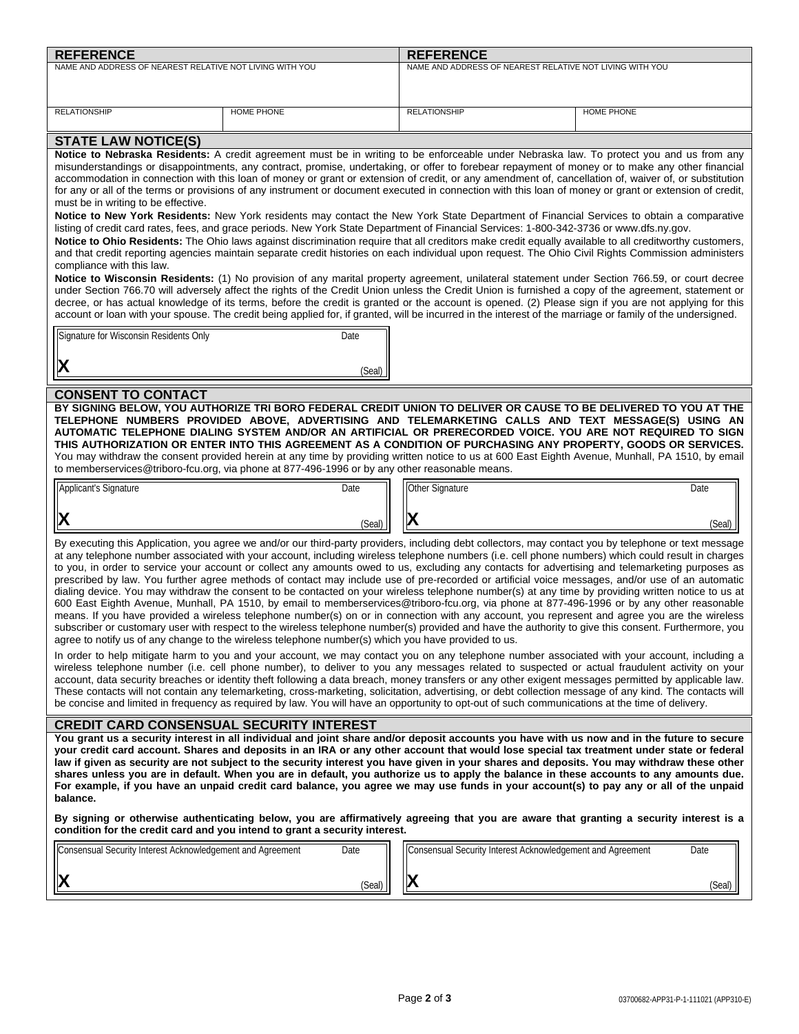| REFERENCE | | REFERENCE | |
|---|---|---|---|
| NAME AND ADDRESS OF NEAREST RELATIVE NOT LIVING WITH YOU | | NAME AND ADDRESS OF NEAREST RELATIVE NOT LIVING WITH YOU | |
| RELATIONSHIP | HOME PHONE | RELATIONSHIP | HOME PHONE |

## STATE LAW NOTICE(S)

**Notice to Nebraska Residents:** A credit agreement must be in writing to be enforceable under Nebraska law. To protect you and us from any misunderstandings or disappointments, any contract, promise, undertaking, or offer to forebear repayment of money or to make any other financial accommodation in connection with this loan of money or grant or extension of credit, or any amendment of, cancellation of, waiver of, or substitution for any or all of the terms or provisions of any instrument or document executed in connection with this loan of money or grant or extension of credit, must be in writing to be effective.

**Notice to New York Residents:** New York residents may contact the New York State Department of Financial Services to obtain a comparative listing of credit card rates, fees, and grace periods. New York State Department of Financial Services: 1-800-342-3736 or www.dfs.ny.gov.

**Notice to Ohio Residents:** The Ohio laws against discrimination require that all creditors make credit equally available to all creditworthy customers, and that credit reporting agencies maintain separate credit histories on each individual upon request. The Ohio Civil Rights Commission administers compliance with this law.

**Notice to Wisconsin Residents:** (1) No provision of any marital property agreement, unilateral statement under Section 766.59, or court decree under Section 766.70 will adversely affect the rights of the Credit Union unless the Credit Union is furnished a copy of the agreement, statement or decree, or has actual knowledge of its terms, before the credit is granted or the account is opened. (2) Please sign if you are not applying for this account or loan with your spouse. The credit being applied for, if granted, will be incurred in the interest of the marriage or family of the undersigned.

| Signature for Wisconsin Residents Only | Date |
|---|---|
| X | (Seal) |

## CONSENT TO CONTACT

**BY SIGNING BELOW, YOU AUTHORIZE TRI BORO FEDERAL CREDIT UNION TO DELIVER OR CAUSE TO BE DELIVERED TO YOU AT THE TELEPHONE NUMBERS PROVIDED ABOVE, ADVERTISING AND TELEMARKETING CALLS AND TEXT MESSAGE(S) USING AN AUTOMATIC TELEPHONE DIALING SYSTEM AND/OR AN ARTIFICIAL OR PRERECORDED VOICE. YOU ARE NOT REQUIRED TO SIGN THIS AUTHORIZATION OR ENTER INTO THIS AGREEMENT AS A CONDITION OF PURCHASING ANY PROPERTY, GOODS OR SERVICES.** You may withdraw the consent provided herein at any time by providing written notice to us at 600 East Eighth Avenue, Munhall, PA 1510, by email to memberservices@triboro-fcu.org, via phone at 877-496-1996 or by any other reasonable means.

| Applicant's Signature | Date | Other Signature | Date |
|---|---|---|---|
| X | (Seal) | X | (Seal) |

By executing this Application, you agree we and/or our third-party providers, including debt collectors, may contact you by telephone or text message at any telephone number associated with your account, including wireless telephone numbers (i.e. cell phone numbers) which could result in charges to you, in order to service your account or collect any amounts owed to us, excluding any contacts for advertising and telemarketing purposes as prescribed by law. You further agree methods of contact may include use of pre-recorded or artificial voice messages, and/or use of an automatic dialing device. You may withdraw the consent to be contacted on your wireless telephone number(s) at any time by providing written notice to us at 600 East Eighth Avenue, Munhall, PA 1510, by email to memberservices@triboro-fcu.org, via phone at 877-496-1996 or by any other reasonable means. If you have provided a wireless telephone number(s) on or in connection with any account, you represent and agree you are the wireless subscriber or customary user with respect to the wireless telephone number(s) provided and have the authority to give this consent. Furthermore, you agree to notify us of any change to the wireless telephone number(s) which you have provided to us.

In order to help mitigate harm to you and your account, we may contact you on any telephone number associated with your account, including a wireless telephone number (i.e. cell phone number), to deliver to you any messages related to suspected or actual fraudulent activity on your account, data security breaches or identity theft following a data breach, money transfers or any other exigent messages permitted by applicable law. These contacts will not contain any telemarketing, cross-marketing, solicitation, advertising, or debt collection message of any kind. The contacts will be concise and limited in frequency as required by law. You will have an opportunity to opt-out of such communications at the time of delivery.

## CREDIT CARD CONSENSUAL SECURITY INTEREST

**You grant us a security interest in all individual and joint share and/or deposit accounts you have with us now and in the future to secure your credit card account. Shares and deposits in an IRA or any other account that would lose special tax treatment under state or federal law if given as security are not subject to the security interest you have given in your shares and deposits. You may withdraw these other shares unless you are in default. When you are in default, you authorize us to apply the balance in these accounts to any amounts due. For example, if you have an unpaid credit card balance, you agree we may use funds in your account(s) to pay any or all of the unpaid balance.**

**By signing or otherwise authenticating below, you are affirmatively agreeing that you are aware that granting a security interest is a condition for the credit card and you intend to grant a security interest.**

| Consensual Security Interest Acknowledgement and Agreement | Date | Consensual Security Interest Acknowledgement and Agreement | Date |
|---|---|---|---|
| X | (Seal) | X | (Seal) |

03700682-APP31-P-1-111021 (APP310-E)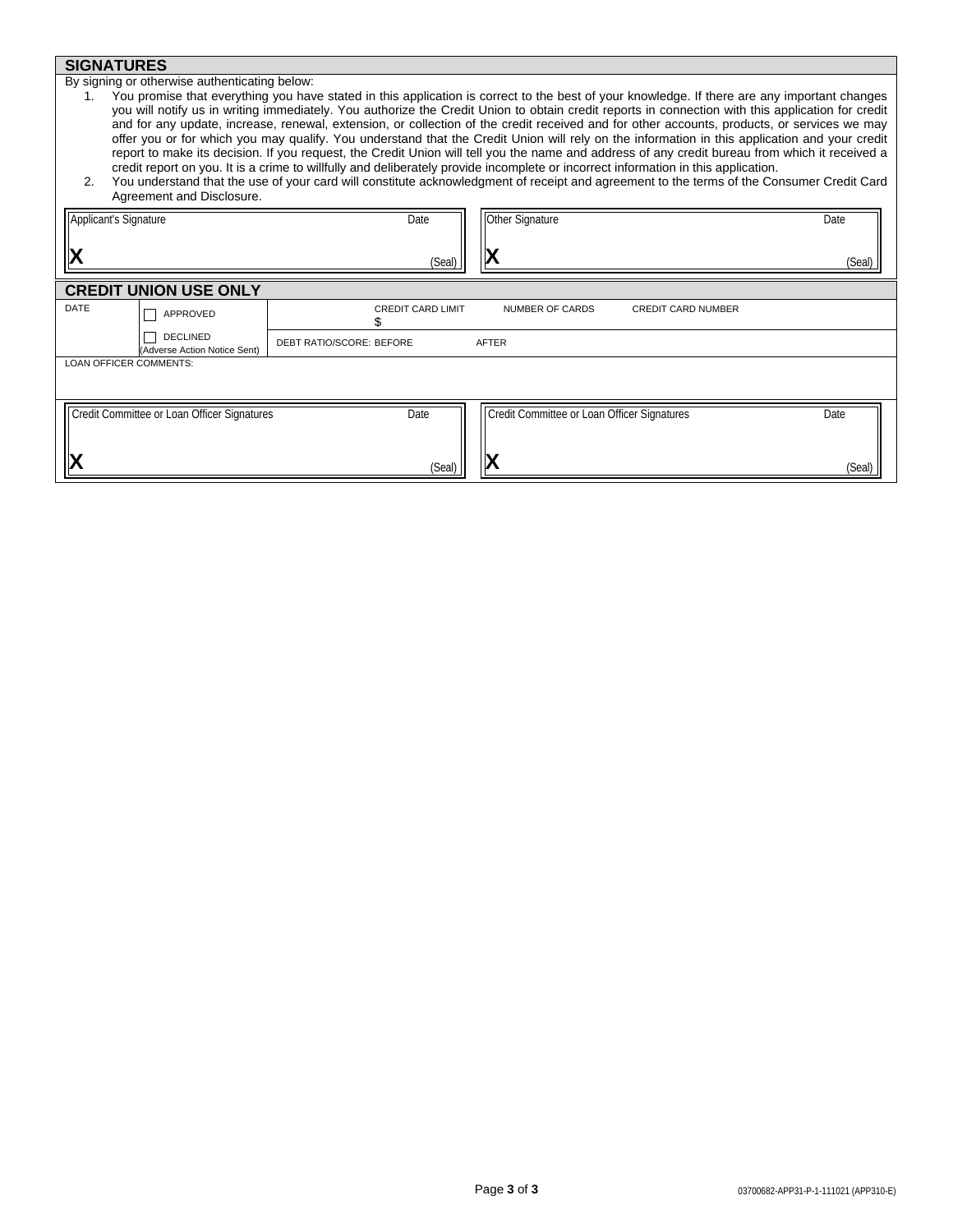## SIGNATURES

By signing or otherwise authenticating below:

1. You promise that everything you have stated in this application is correct to the best of your knowledge. If there are any important changes you will notify us in writing immediately. You authorize the Credit Union to obtain credit reports in connection with this application for credit and for any update, increase, renewal, extension, or collection of the credit received and for other accounts, products, or services we may offer you or for which you may qualify. You understand that the Credit Union will rely on the information in this application and your credit report to make its decision. If you request, the Credit Union will tell you the name and address of any credit bureau from which it received a credit report on you. It is a crime to willfully and deliberately provide incomplete or incorrect information in this application.
2. You understand that the use of your card will constitute acknowledgment of receipt and agreement to the terms of the Consumer Credit Card Agreement and Disclosure.

| Applicant's Signature | Date | Other Signature | Date |
|---|---|---|---|
| X | (Seal) | X | (Seal) |

## CREDIT UNION USE ONLY

| DATE | | | | |
|---|---|---|---|---|
| | ☐ APPROVED | CREDIT CARD LIMIT $ | NUMBER OF CARDS | CREDIT CARD NUMBER |
| | ☐ DECLINED (Adverse Action Notice Sent) | DEBT RATIO/SCORE: BEFORE | AFTER | |

LOAN OFFICER COMMENTS:

| Credit Committee or Loan Officer Signatures | Date | Credit Committee or Loan Officer Signatures | Date |
|---|---|---|---|
| X | (Seal) | X | (Seal) |

03700682-APP31-P-1-111021 (APP310-E)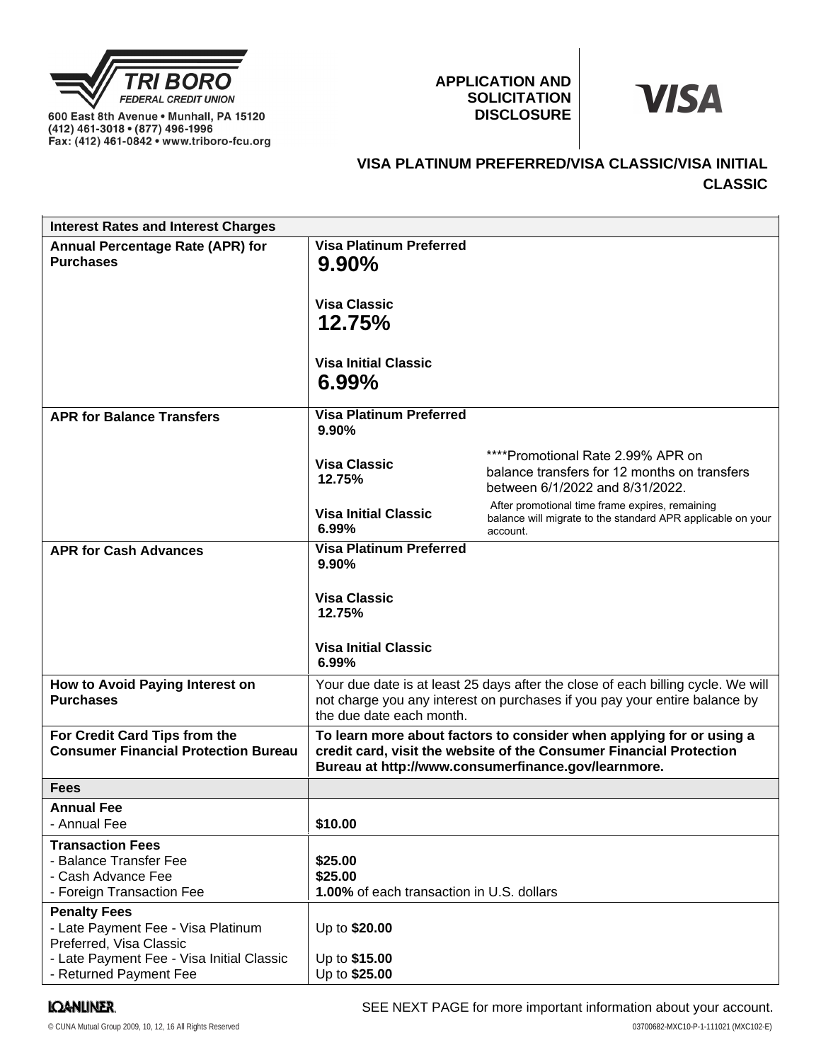**TRI BORO FEDERAL CREDIT UNION**

600 East 8th Avenue • Munhall, PA 15120
(412) 461-3018 • (877) 496-1996
Fax: (412) 461-0842 • www.triboro-fcu.org

**APPLICATION AND SOLICITATION DISCLOSURE**

**VISA**

## VISA PLATINUM PREFERRED/VISA CLASSIC/VISA INITIAL CLASSIC

| **Interest Rates and Interest Charges** | | |
|---|---|---|
| **Annual Percentage Rate (APR) for Purchases** | **Visa Platinum Preferred** **9.90%** <br> **Visa Classic** **12.75%** <br> **Visa Initial Classic** **6.99%** | |
| **APR for Balance Transfers** | **Visa Platinum Preferred** **9.90%** <br> **Visa Classic** **12.75%** <br> **Visa Initial Classic** **6.99%** | ****Promotional Rate 2.99% APR on balance transfers for 12 months on transfers between 6/1/2022 and 8/31/2022. <br> After promotional time frame expires, remaining balance will migrate to the standard APR applicable on your account. |
| **APR for Cash Advances** | **Visa Platinum Preferred** **9.90%** <br> **Visa Classic** **12.75%** <br> **Visa Initial Classic** **6.99%** | |
| **How to Avoid Paying Interest on Purchases** | Your due date is at least 25 days after the close of each billing cycle. We will not charge you any interest on purchases if you pay your entire balance by the due date each month. | |
| **For Credit Card Tips from the Consumer Financial Protection Bureau** | **To learn more about factors to consider when applying for or using a credit card, visit the website of the Consumer Financial Protection Bureau at http://www.consumerfinance.gov/learnmore.** | |
| **Fees** | | |
| **Annual Fee** <br> - Annual Fee | **$10.00** | |
| **Transaction Fees** <br> - Balance Transfer Fee <br> - Cash Advance Fee <br> - Foreign Transaction Fee | **$25.00** <br> **$25.00** <br> **1.00%** of each transaction in U.S. dollars | |
| **Penalty Fees** <br> - Late Payment Fee - Visa Platinum Preferred, Visa Classic <br> - Late Payment Fee - Visa Initial Classic <br> - Returned Payment Fee | Up to **$20.00** <br> Up to **$15.00** <br> Up to **$25.00** | |

SEE NEXT PAGE for more important information about your account.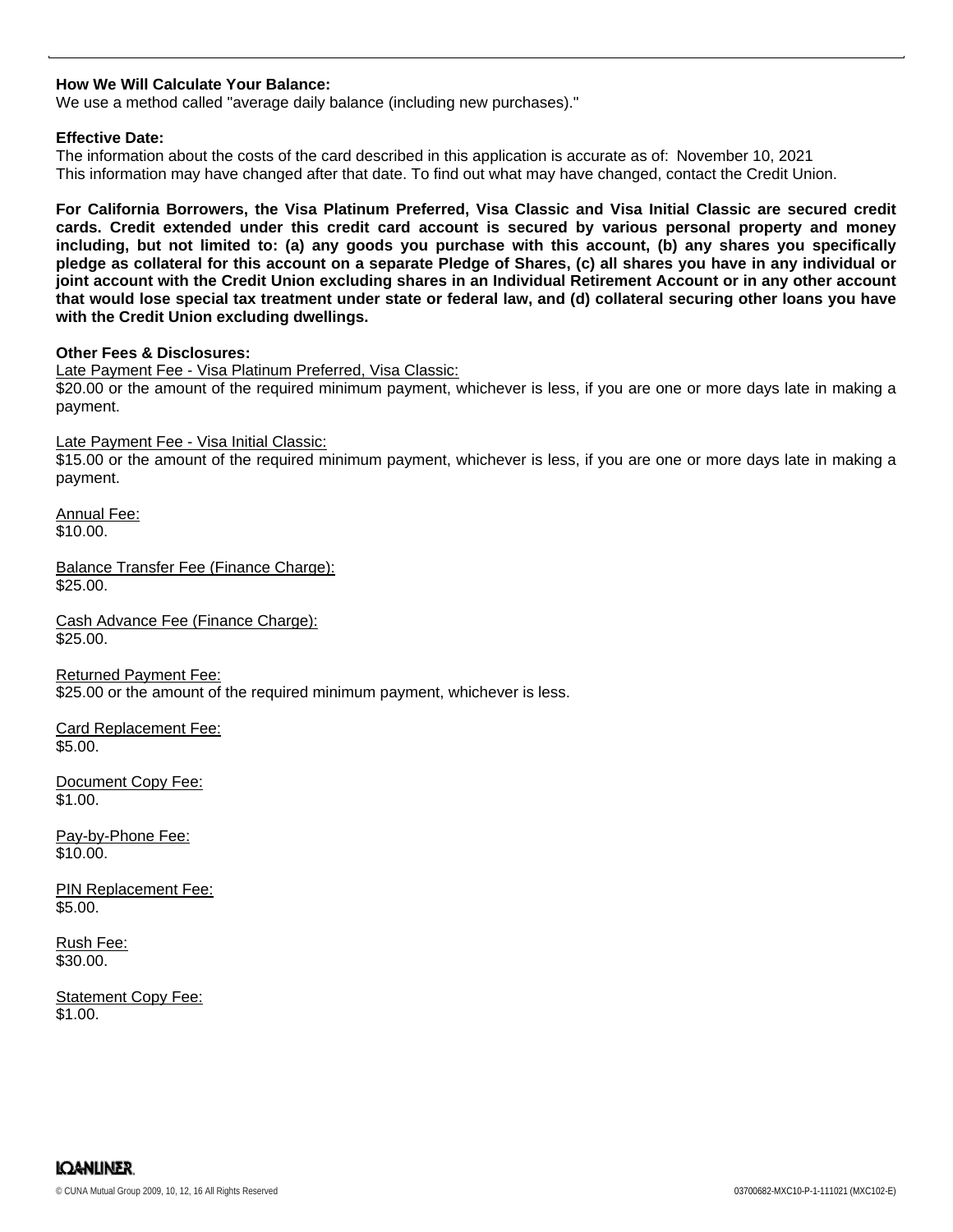**How We Will Calculate Your Balance:**
We use a method called "average daily balance (including new purchases)."

**Effective Date:**
The information about the costs of the card described in this application is accurate as of: November 10, 2021
This information may have changed after that date. To find out what may have changed, contact the Credit Union.

**For California Borrowers, the Visa Platinum Preferred, Visa Classic and Visa Initial Classic are secured credit cards. Credit extended under this credit card account is secured by various personal property and money including, but not limited to: (a) any goods you purchase with this account, (b) any shares you specifically pledge as collateral for this account on a separate Pledge of Shares, (c) all shares you have in any individual or joint account with the Credit Union excluding shares in an Individual Retirement Account or in any other account that would lose special tax treatment under state or federal law, and (d) collateral securing other loans you have with the Credit Union excluding dwellings.**

**Other Fees & Disclosures:**

Late Payment Fee - Visa Platinum Preferred, Visa Classic:
$20.00 or the amount of the required minimum payment, whichever is less, if you are one or more days late in making a payment.

Late Payment Fee - Visa Initial Classic:
$15.00 or the amount of the required minimum payment, whichever is less, if you are one or more days late in making a payment.

Annual Fee:
$10.00.

Balance Transfer Fee (Finance Charge):
$25.00.

Cash Advance Fee (Finance Charge):
$25.00.

Returned Payment Fee:
$25.00 or the amount of the required minimum payment, whichever is less.

Card Replacement Fee:
$5.00.

Document Copy Fee:
$1.00.

Pay-by-Phone Fee:
$10.00.

PIN Replacement Fee:
$5.00.

Rush Fee:
$30.00.

Statement Copy Fee:
$1.00.

LOANLINER.

© CUNA Mutual Group 2009, 10, 12, 16 All Rights Reserved

03700682-MXC10-P-1-111021 (MXC102-E)